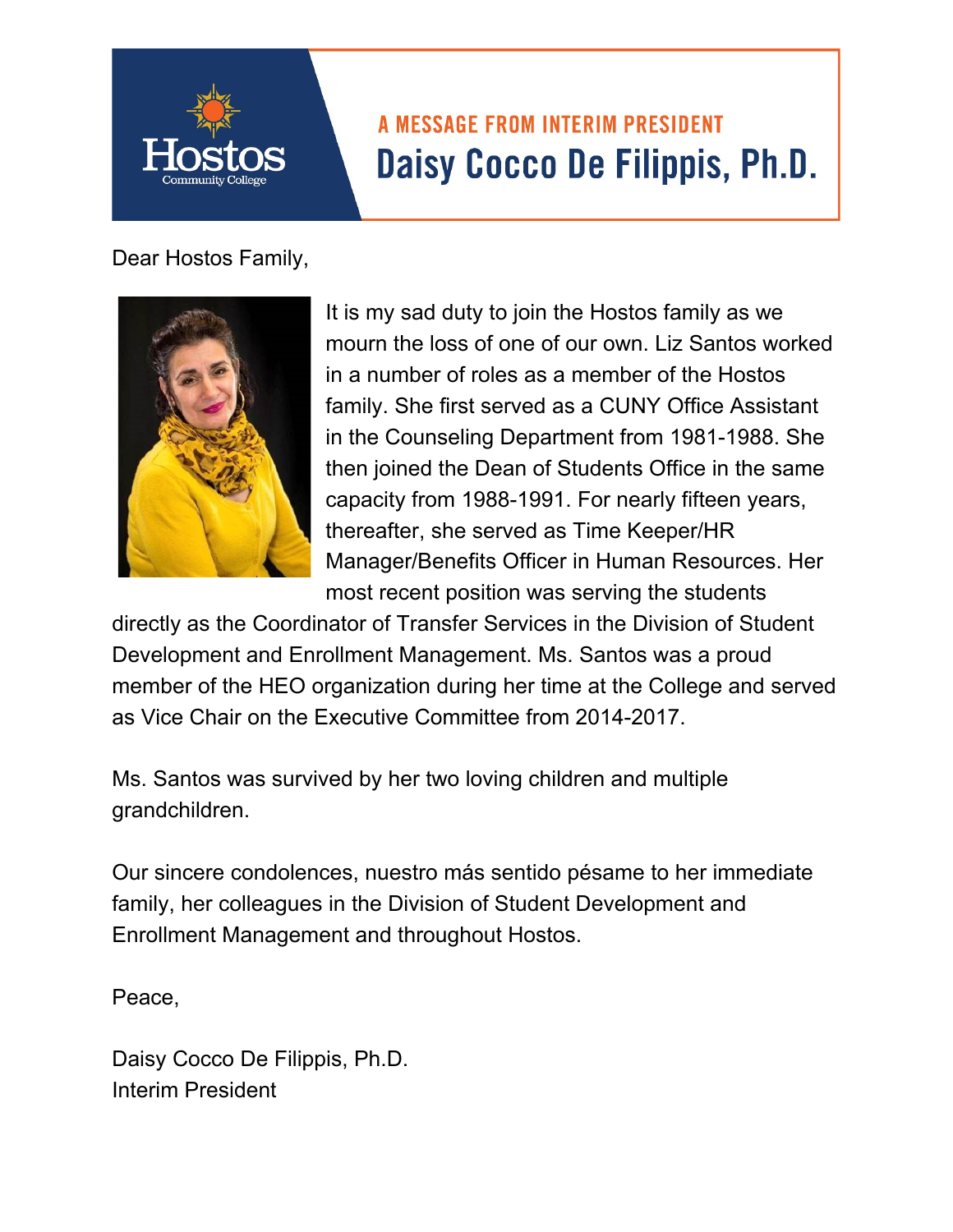Hostos
Community College

## A MESSAGE FROM INTERIM PRESIDENT
# Daisy Cocco De Filippis, Ph.D.

Dear Hostos Family,

It is my sad duty to join the Hostos family as we mourn the loss of one of our own. Liz Santos worked in a number of roles as a member of the Hostos family. She first served as a CUNY Office Assistant in the Counseling Department from 1981-1988. She then joined the Dean of Students Office in the same capacity from 1988-1991. For nearly fifteen years, thereafter, she served as Time Keeper/HR Manager/Benefits Officer in Human Resources. Her most recent position was serving the students directly as the Coordinator of Transfer Services in the Division of Student Development and Enrollment Management. Ms. Santos was a proud member of the HEO organization during her time at the College and served as Vice Chair on the Executive Committee from 2014-2017.

Ms. Santos was survived by her two loving children and multiple grandchildren.

Our sincere condolences, nuestro más sentido pésame to her immediate family, her colleagues in the Division of Student Development and Enrollment Management and throughout Hostos.

Peace,

Daisy Cocco De Filippis, Ph.D.
Interim President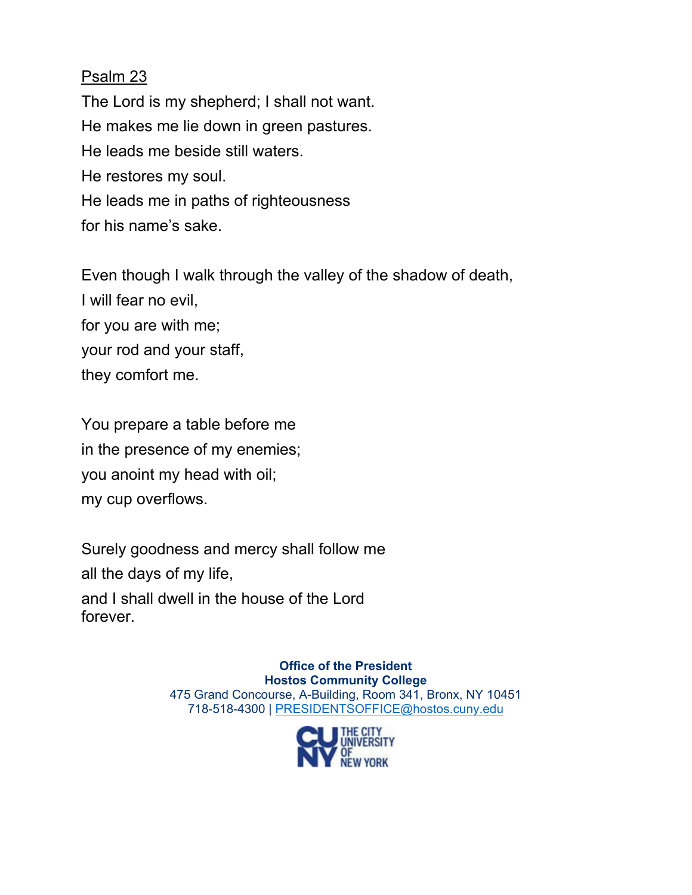Psalm 23

The Lord is my shepherd; I shall not want.
He makes me lie down in green pastures.
He leads me beside still waters.
He restores my soul.
He leads me in paths of righteousness
for his name's sake.

Even though I walk through the valley of the shadow of death,
I will fear no evil,
for you are with me;
your rod and your staff,
they comfort me.

You prepare a table before me
in the presence of my enemies;
you anoint my head with oil;
my cup overflows.

Surely goodness and mercy shall follow me
all the days of my life,
and I shall dwell in the house of the Lord
forever.

**Office of the President**
**Hostos Community College**
475 Grand Concourse, A-Building, Room 341, Bronx, NY 10451
718-518-4300 | PRESIDENTSOFFICE@hostos.cuny.edu

CUNY THE CITY UNIVERSITY OF NEW YORK